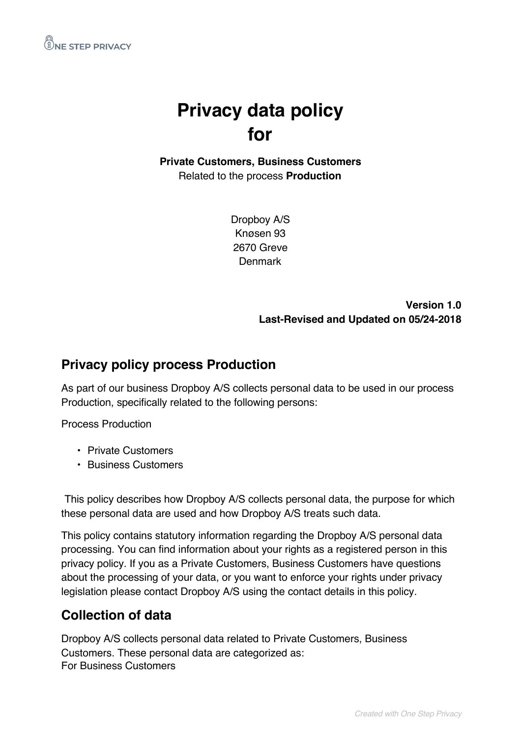# Privacy data policy for

**Private Customers, Business Customers**
Related to the process **Production**

Dropboy A/S
Knøsen 93
2670 Greve
Denmark

**Version 1.0**
**Last-Revised and Updated on 05/24-2018**

## Privacy policy process Production

As part of our business Dropboy A/S collects personal data to be used in our process Production, specifically related to the following persons:

Process Production

- Private Customers
- Business Customers

This policy describes how Dropboy A/S collects personal data, the purpose for which these personal data are used and how Dropboy A/S treats such data.

This policy contains statutory information regarding the Dropboy A/S personal data processing. You can find information about your rights as a registered person in this privacy policy. If you as a Private Customers, Business Customers have questions about the processing of your data, or you want to enforce your rights under privacy legislation please contact Dropboy A/S using the contact details in this policy.

## Collection of data

Dropboy A/S collects personal data related to Private Customers, Business Customers. These personal data are categorized as:
For Business Customers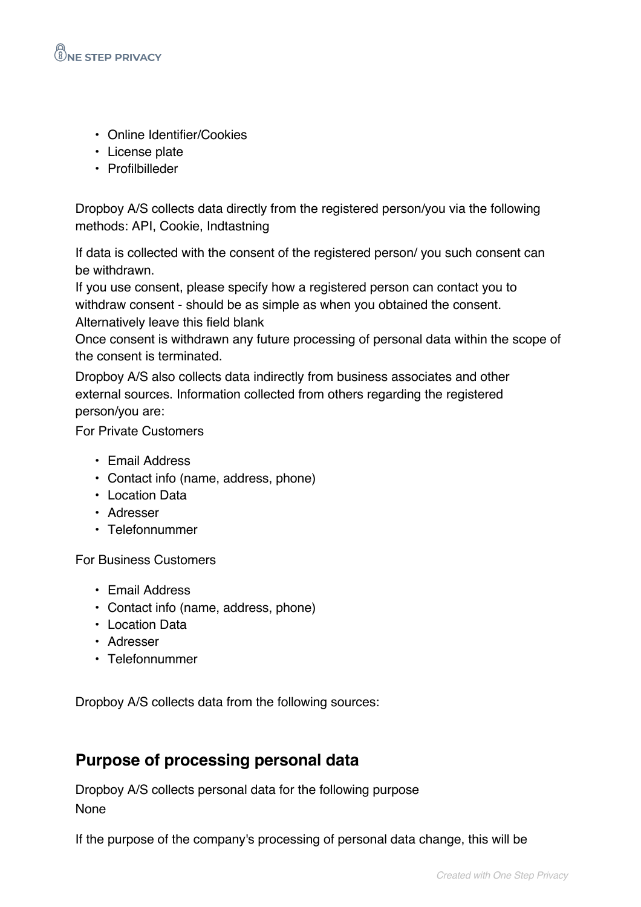- Online Identifier/Cookies
- License plate
- Profilbilleder

Dropboy A/S collects data directly from the registered person/you via the following methods: API, Cookie, Indtastning

If data is collected with the consent of the registered person/ you such consent can be withdrawn.
If you use consent, please specify how a registered person can contact you to withdraw consent - should be as simple as when you obtained the consent.
Alternatively leave this field blank
Once consent is withdrawn any future processing of personal data within the scope of the consent is terminated.
Dropboy A/S also collects data indirectly from business associates and other external sources. Information collected from others regarding the registered person/you are:
For Private Customers

- Email Address
- Contact info (name, address, phone)
- Location Data
- Adresser
- Telefonnummer

For Business Customers

- Email Address
- Contact info (name, address, phone)
- Location Data
- Adresser
- Telefonnummer

Dropboy A/S collects data from the following sources:

## Purpose of processing personal data

Dropboy A/S collects personal data for the following purpose
None

If the purpose of the company's processing of personal data change, this will be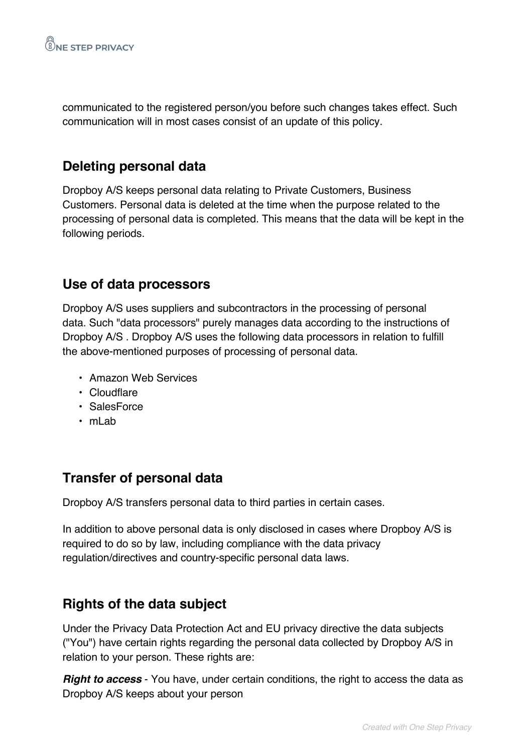communicated to the registered person/you before such changes takes effect. Such communication will in most cases consist of an update of this policy.

## Deleting personal data

Dropboy A/S keeps personal data relating to Private Customers, Business Customers. Personal data is deleted at the time when the purpose related to the processing of personal data is completed. This means that the data will be kept in the following periods.

## Use of data processors

Dropboy A/S uses suppliers and subcontractors in the processing of personal data. Such "data processors" purely manages data according to the instructions of Dropboy A/S . Dropboy A/S uses the following data processors in relation to fulfill the above-mentioned purposes of processing of personal data.

- Amazon Web Services
- Cloudflare
- SalesForce
- mLab

## Transfer of personal data

Dropboy A/S transfers personal data to third parties in certain cases.

In addition to above personal data is only disclosed in cases where Dropboy A/S is required to do so by law, including compliance with the data privacy regulation/directives and country-specific personal data laws.

## Rights of the data subject

Under the Privacy Data Protection Act and EU privacy directive the data subjects ("You") have certain rights regarding the personal data collected by Dropboy A/S in relation to your person. These rights are:

***Right to access*** - You have, under certain conditions, the right to access the data as Dropboy A/S keeps about your person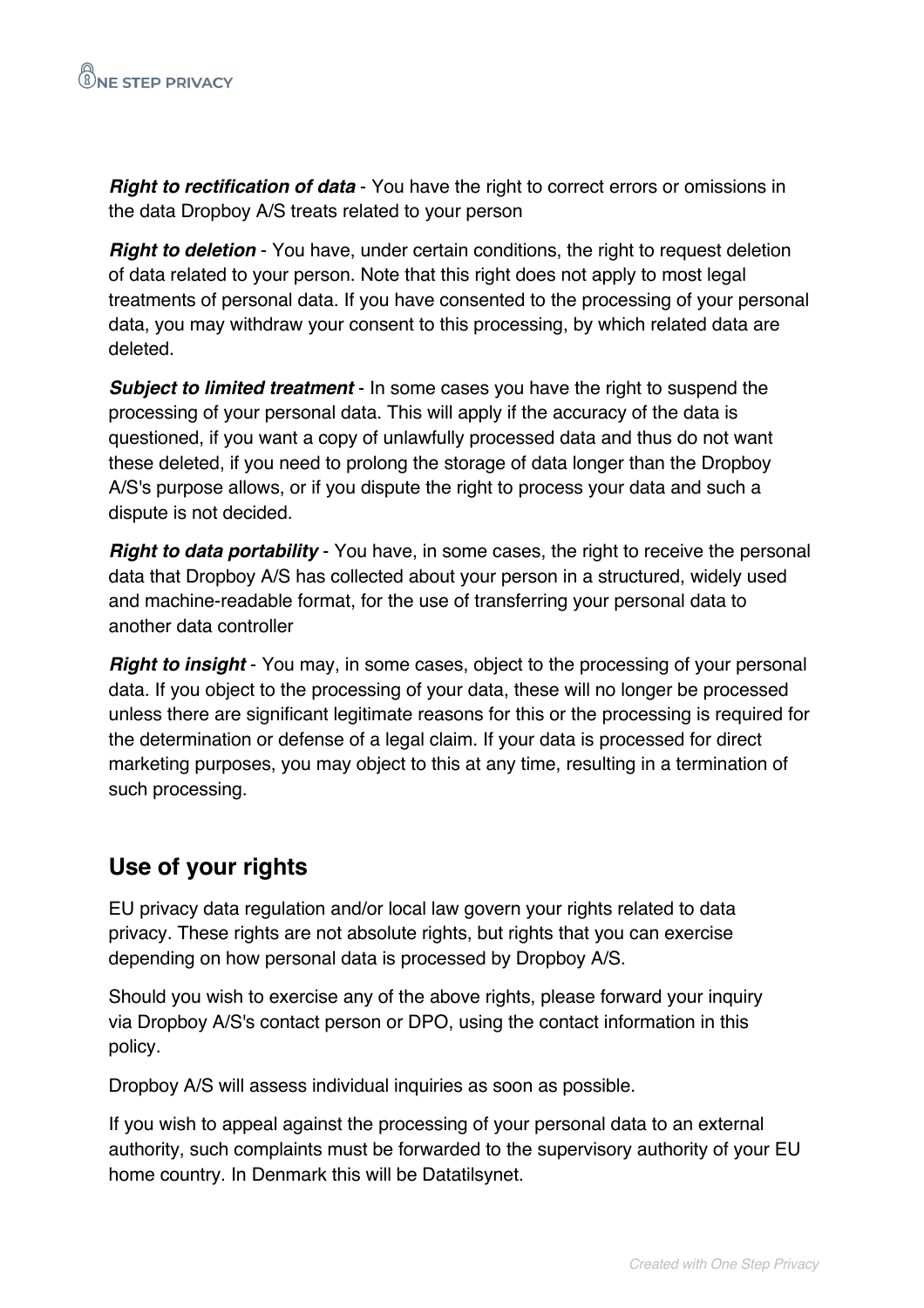***Right to rectification of data*** - You have the right to correct errors or omissions in the data Dropboy A/S treats related to your person

***Right to deletion*** - You have, under certain conditions, the right to request deletion of data related to your person. Note that this right does not apply to most legal treatments of personal data. If you have consented to the processing of your personal data, you may withdraw your consent to this processing, by which related data are deleted.

***Subject to limited treatment*** - In some cases you have the right to suspend the processing of your personal data. This will apply if the accuracy of the data is questioned, if you want a copy of unlawfully processed data and thus do not want these deleted, if you need to prolong the storage of data longer than the Dropboy A/S's purpose allows, or if you dispute the right to process your data and such a dispute is not decided.

***Right to data portability*** - You have, in some cases, the right to receive the personal data that Dropboy A/S has collected about your person in a structured, widely used and machine-readable format, for the use of transferring your personal data to another data controller

***Right to insight*** - You may, in some cases, object to the processing of your personal data. If you object to the processing of your data, these will no longer be processed unless there are significant legitimate reasons for this or the processing is required for the determination or defense of a legal claim. If your data is processed for direct marketing purposes, you may object to this at any time, resulting in a termination of such processing.

## Use of your rights

EU privacy data regulation and/or local law govern your rights related to data privacy. These rights are not absolute rights, but rights that you can exercise depending on how personal data is processed by Dropboy A/S.

Should you wish to exercise any of the above rights, please forward your inquiry via Dropboy A/S's contact person or DPO, using the contact information in this policy.

Dropboy A/S will assess individual inquiries as soon as possible.

If you wish to appeal against the processing of your personal data to an external authority, such complaints must be forwarded to the supervisory authority of your EU home country. In Denmark this will be Datatilsynet.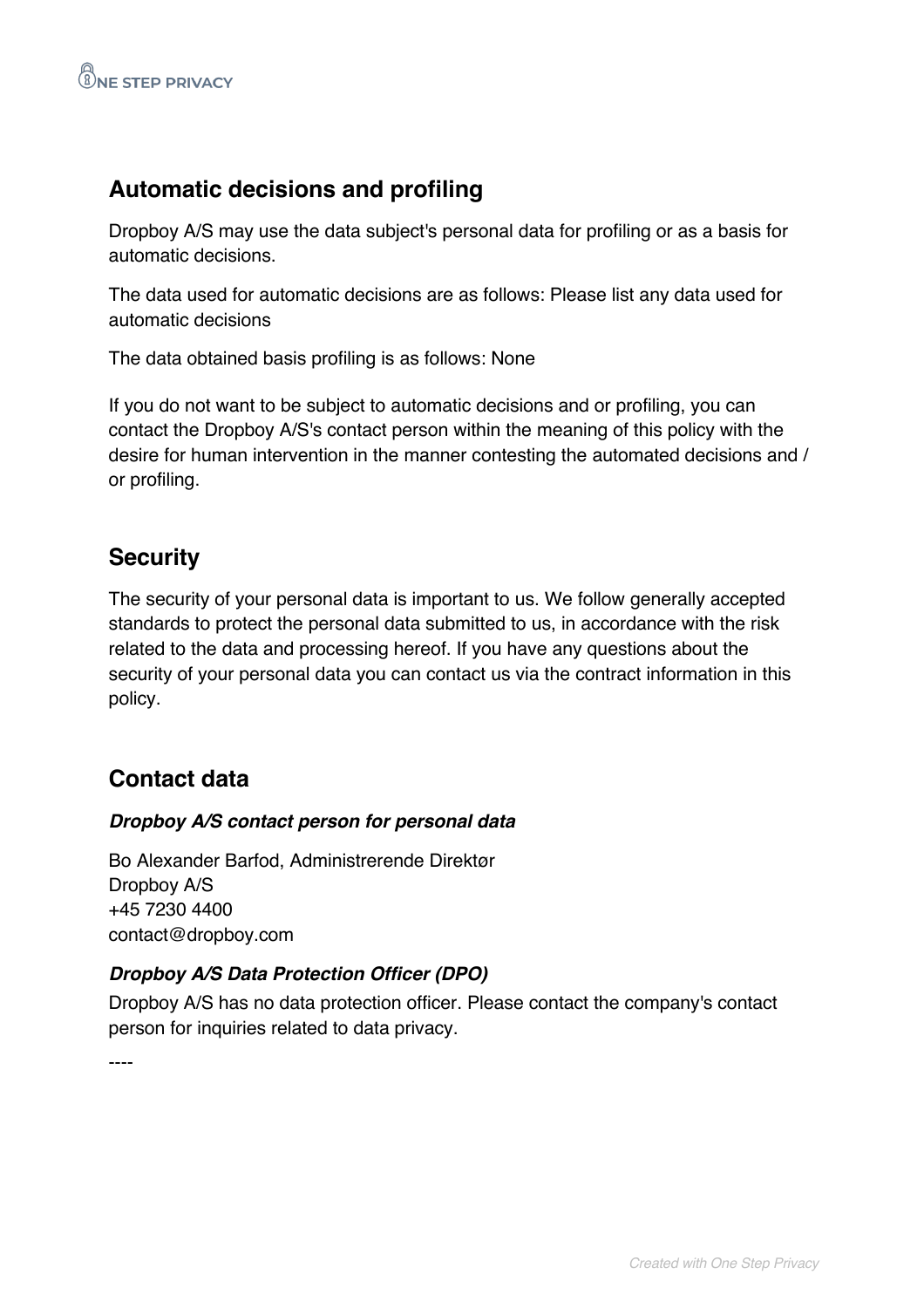## Automatic decisions and profiling

Dropboy A/S may use the data subject's personal data for profiling or as a basis for automatic decisions.

The data used for automatic decisions are as follows: Please list any data used for automatic decisions

The data obtained basis profiling is as follows: None

If you do not want to be subject to automatic decisions and or profiling, you can contact the Dropboy A/S's contact person within the meaning of this policy with the desire for human intervention in the manner contesting the automated decisions and / or profiling.

## Security

The security of your personal data is important to us. We follow generally accepted standards to protect the personal data submitted to us, in accordance with the risk related to the data and processing hereof. If you have any questions about the security of your personal data you can contact us via the contract information in this policy.

## Contact data

### *Dropboy A/S contact person for personal data*

Bo Alexander Barfod, Administrerende Direktør
Dropboy A/S
+45 7230 4400
contact@dropboy.com

### *Dropboy A/S Data Protection Officer (DPO)*

Dropboy A/S has no data protection officer. Please contact the company's contact person for inquiries related to data privacy.

----